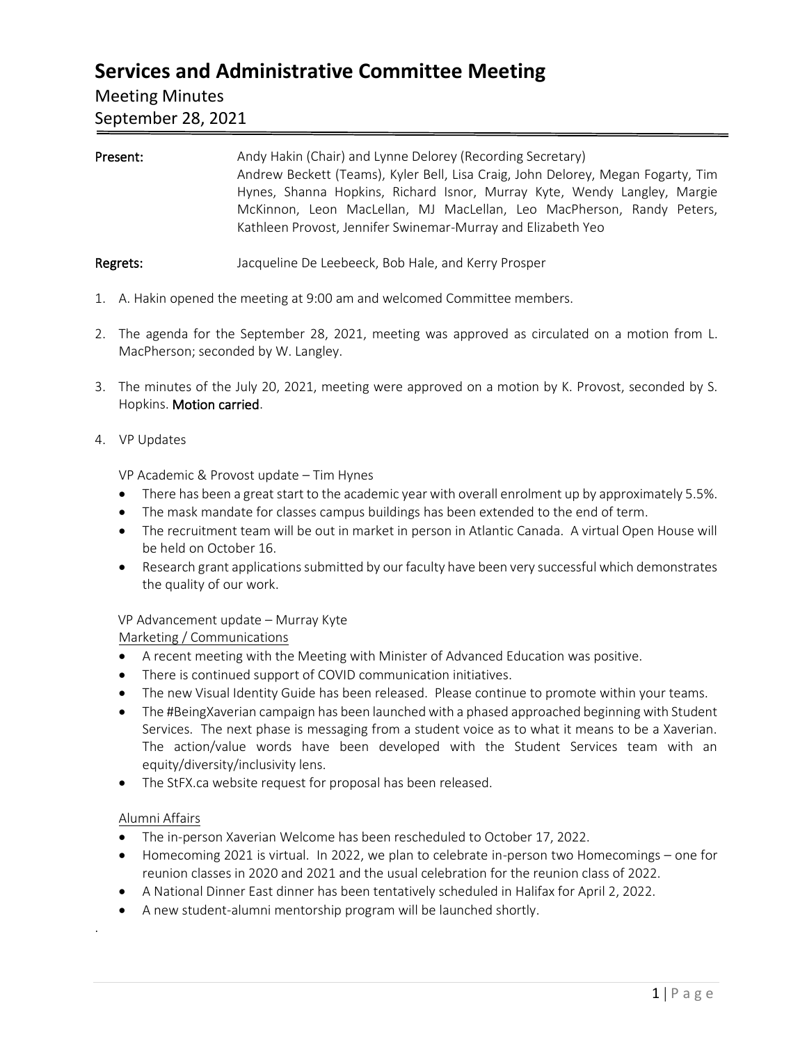# Services and Administrative Committee Meeting

## Meeting Minutes

## September 28, 2021

**Present:** Andy Hakin (Chair) and Lynne Delorey (Recording Secretary)
Andrew Beckett (Teams), Kyler Bell, Lisa Craig, John Delorey, Megan Fogarty, Tim Hynes, Shanna Hopkins, Richard Isnor, Murray Kyte, Wendy Langley, Margie McKinnon, Leon MacLellan, MJ MacLellan, Leo MacPherson, Randy Peters, Kathleen Provost, Jennifer Swinemar-Murray and Elizabeth Yeo

**Regrets:** Jacqueline De Leebeeck, Bob Hale, and Kerry Prosper

1. A. Hakin opened the meeting at 9:00 am and welcomed Committee members.

2. The agenda for the September 28, 2021, meeting was approved as circulated on a motion from L. MacPherson; seconded by W. Langley.

3. The minutes of the July 20, 2021, meeting were approved on a motion by K. Provost, seconded by S. Hopkins. **Motion carried**.

4. VP Updates

   VP Academic & Provost update – Tim Hynes

   - There has been a great start to the academic year with overall enrolment up by approximately 5.5%.
   - The mask mandate for classes campus buildings has been extended to the end of term.
   - The recruitment team will be out in market in person in Atlantic Canada. A virtual Open House will be held on October 16.
   - Research grant applications submitted by our faculty have been very successful which demonstrates the quality of our work.

   VP Advancement update – Murray Kyte

   Marketing / Communications

   - A recent meeting with the Meeting with Minister of Advanced Education was positive.
   - There is continued support of COVID communication initiatives.
   - The new Visual Identity Guide has been released. Please continue to promote within your teams.
   - The #BeingXaverian campaign has been launched with a phased approached beginning with Student Services. The next phase is messaging from a student voice as to what it means to be a Xaverian. The action/value words have been developed with the Student Services team with an equity/diversity/inclusivity lens.
   - The StFX.ca website request for proposal has been released.

   Alumni Affairs

   - The in-person Xaverian Welcome has been rescheduled to October 17, 2022.
   - Homecoming 2021 is virtual. In 2022, we plan to celebrate in-person two Homecomings – one for reunion classes in 2020 and 2021 and the usual celebration for the reunion class of 2022.
   - A National Dinner East dinner has been tentatively scheduled in Halifax for April 2, 2022.
   - A new student-alumni mentorship program will be launched shortly.

.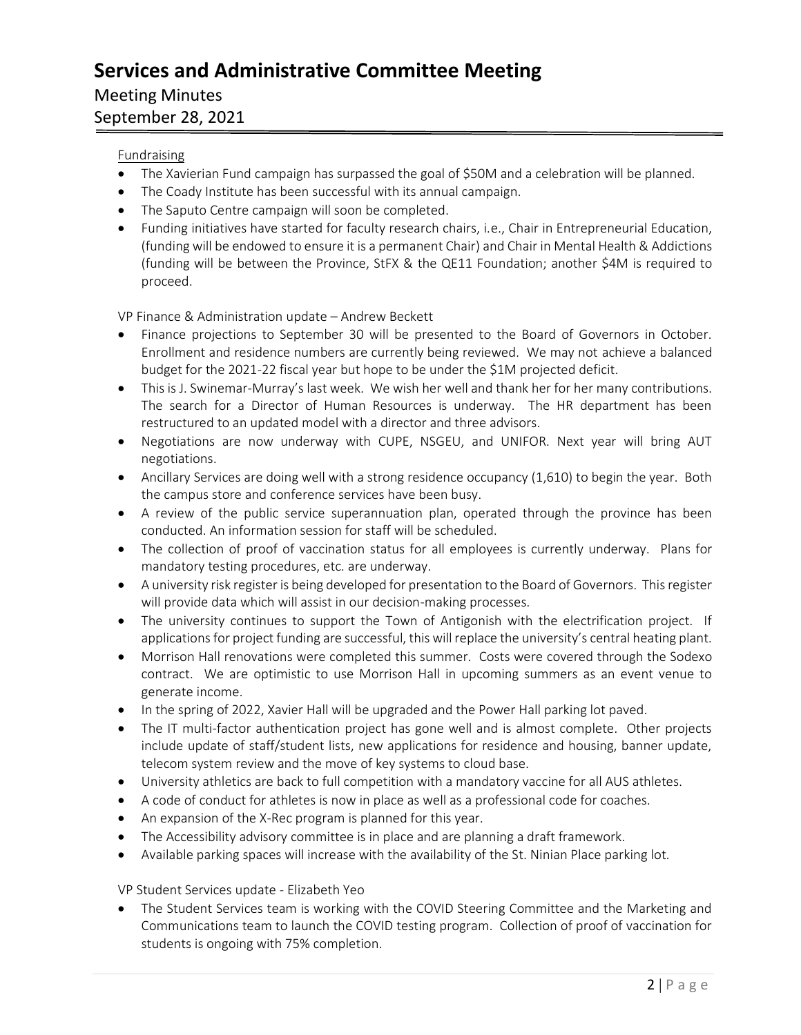Fundraising

- The Xavierian Fund campaign has surpassed the goal of $50M and a celebration will be planned.
- The Coady Institute has been successful with its annual campaign.
- The Saputo Centre campaign will soon be completed.
- Funding initiatives have started for faculty research chairs, i.e., Chair in Entrepreneurial Education, (funding will be endowed to ensure it is a permanent Chair) and Chair in Mental Health & Addictions (funding will be between the Province, StFX & the QE11 Foundation; another $4M is required to proceed.

VP Finance & Administration update – Andrew Beckett

- Finance projections to September 30 will be presented to the Board of Governors in October. Enrollment and residence numbers are currently being reviewed. We may not achieve a balanced budget for the 2021-22 fiscal year but hope to be under the $1M projected deficit.
- This is J. Swinemar-Murray's last week. We wish her well and thank her for her many contributions. The search for a Director of Human Resources is underway. The HR department has been restructured to an updated model with a director and three advisors.
- Negotiations are now underway with CUPE, NSGEU, and UNIFOR. Next year will bring AUT negotiations.
- Ancillary Services are doing well with a strong residence occupancy (1,610) to begin the year. Both the campus store and conference services have been busy.
- A review of the public service superannuation plan, operated through the province has been conducted. An information session for staff will be scheduled.
- The collection of proof of vaccination status for all employees is currently underway. Plans for mandatory testing procedures, etc. are underway.
- A university risk register is being developed for presentation to the Board of Governors. This register will provide data which will assist in our decision-making processes.
- The university continues to support the Town of Antigonish with the electrification project. If applications for project funding are successful, this will replace the university's central heating plant.
- Morrison Hall renovations were completed this summer. Costs were covered through the Sodexo contract. We are optimistic to use Morrison Hall in upcoming summers as an event venue to generate income.
- In the spring of 2022, Xavier Hall will be upgraded and the Power Hall parking lot paved.
- The IT multi-factor authentication project has gone well and is almost complete. Other projects include update of staff/student lists, new applications for residence and housing, banner update, telecom system review and the move of key systems to cloud base.
- University athletics are back to full competition with a mandatory vaccine for all AUS athletes.
- A code of conduct for athletes is now in place as well as a professional code for coaches.
- An expansion of the X-Rec program is planned for this year.
- The Accessibility advisory committee is in place and are planning a draft framework.
- Available parking spaces will increase with the availability of the St. Ninian Place parking lot.

VP Student Services update - Elizabeth Yeo

- The Student Services team is working with the COVID Steering Committee and the Marketing and Communications team to launch the COVID testing program. Collection of proof of vaccination for students is ongoing with 75% completion.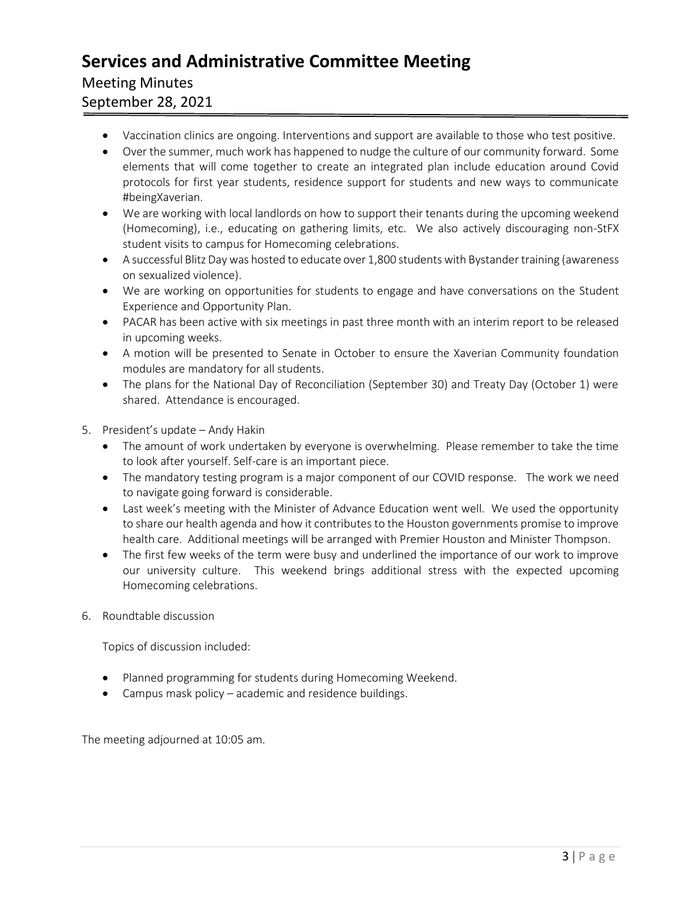- Vaccination clinics are ongoing. Interventions and support are available to those who test positive.
- Over the summer, much work has happened to nudge the culture of our community forward. Some elements that will come together to create an integrated plan include education around Covid protocols for first year students, residence support for students and new ways to communicate #beingXaverian.
- We are working with local landlords on how to support their tenants during the upcoming weekend (Homecoming), i.e., educating on gathering limits, etc. We also actively discouraging non-StFX student visits to campus for Homecoming celebrations.
- A successful Blitz Day was hosted to educate over 1,800 students with Bystander training (awareness on sexualized violence).
- We are working on opportunities for students to engage and have conversations on the Student Experience and Opportunity Plan.
- PACAR has been active with six meetings in past three month with an interim report to be released in upcoming weeks.
- A motion will be presented to Senate in October to ensure the Xaverian Community foundation modules are mandatory for all students.
- The plans for the National Day of Reconciliation (September 30) and Treaty Day (October 1) were shared. Attendance is encouraged.

5. President's update – Andy Hakin
   - The amount of work undertaken by everyone is overwhelming. Please remember to take the time to look after yourself. Self-care is an important piece.
   - The mandatory testing program is a major component of our COVID response. The work we need to navigate going forward is considerable.
   - Last week's meeting with the Minister of Advance Education went well. We used the opportunity to share our health agenda and how it contributes to the Houston governments promise to improve health care. Additional meetings will be arranged with Premier Houston and Minister Thompson.
   - The first few weeks of the term were busy and underlined the importance of our work to improve our university culture. This weekend brings additional stress with the expected upcoming Homecoming celebrations.

6. Roundtable discussion

   Topics of discussion included:

   - Planned programming for students during Homecoming Weekend.
   - Campus mask policy – academic and residence buildings.

The meeting adjourned at 10:05 am.